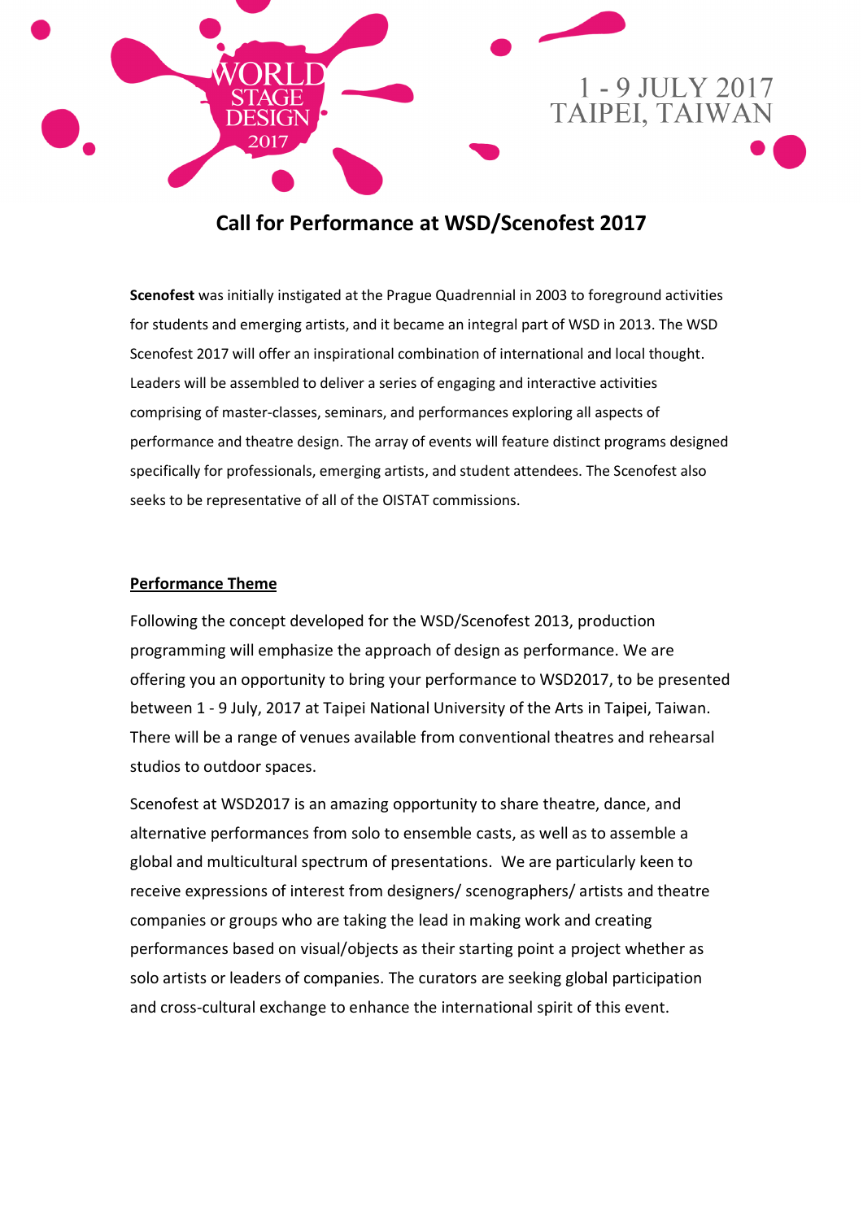WORLD STAGE DESIGN 2017

1 - 9 JULY 2017
TAIPEI, TAIWAN

# Call for Performance at WSD/Scenofest 2017

**Scenofest** was initially instigated at the Prague Quadrennial in 2003 to foreground activities for students and emerging artists, and it became an integral part of WSD in 2013. The WSD Scenofest 2017 will offer an inspirational combination of international and local thought. Leaders will be assembled to deliver a series of engaging and interactive activities comprising of master-classes, seminars, and performances exploring all aspects of performance and theatre design. The array of events will feature distinct programs designed specifically for professionals, emerging artists, and student attendees. The Scenofest also seeks to be representative of all of the OISTAT commissions.

## Performance Theme

Following the concept developed for the WSD/Scenofest 2013, production programming will emphasize the approach of design as performance. We are offering you an opportunity to bring your performance to WSD2017, to be presented between 1 - 9 July, 2017 at Taipei National University of the Arts in Taipei, Taiwan. There will be a range of venues available from conventional theatres and rehearsal studios to outdoor spaces.

Scenofest at WSD2017 is an amazing opportunity to share theatre, dance, and alternative performances from solo to ensemble casts, as well as to assemble a global and multicultural spectrum of presentations. We are particularly keen to receive expressions of interest from designers/ scenographers/ artists and theatre companies or groups who are taking the lead in making work and creating performances based on visual/objects as their starting point a project whether as solo artists or leaders of companies. The curators are seeking global participation and cross-cultural exchange to enhance the international spirit of this event.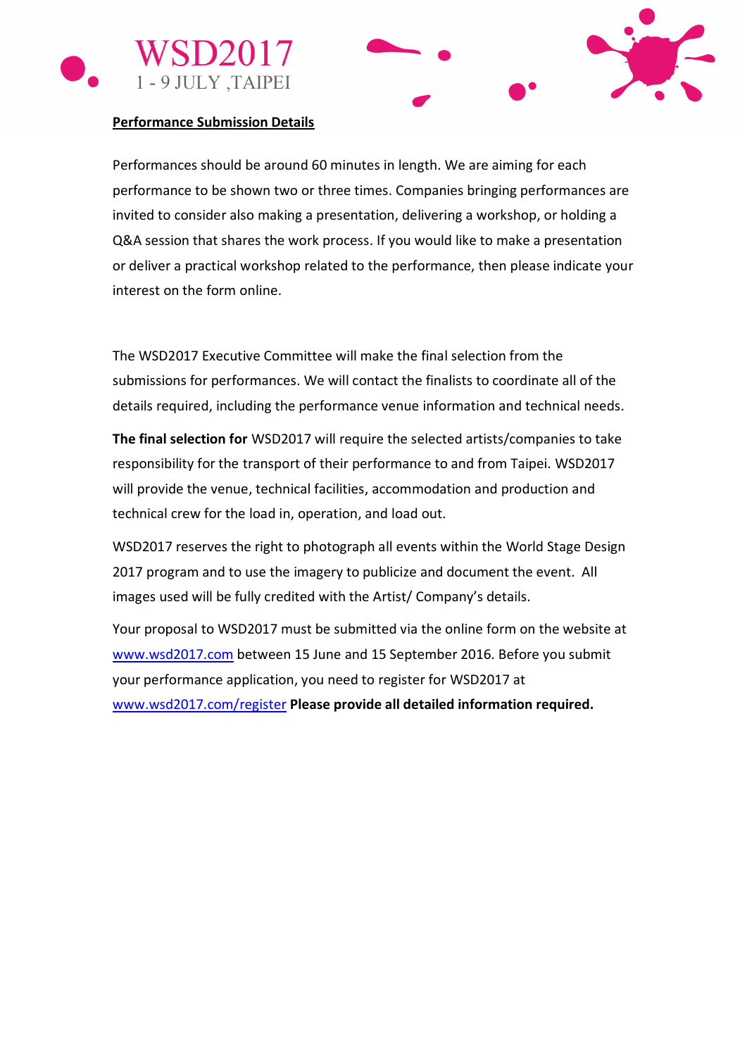**Performance Submission Details**

Performances should be around 60 minutes in length. We are aiming for each performance to be shown two or three times. Companies bringing performances are invited to consider also making a presentation, delivering a workshop, or holding a Q&A session that shares the work process. If you would like to make a presentation or deliver a practical workshop related to the performance, then please indicate your interest on the form online.

The WSD2017 Executive Committee will make the final selection from the submissions for performances. We will contact the finalists to coordinate all of the details required, including the performance venue information and technical needs.

**The final selection for** WSD2017 will require the selected artists/companies to take responsibility for the transport of their performance to and from Taipei. WSD2017 will provide the venue, technical facilities, accommodation and production and technical crew for the load in, operation, and load out.

WSD2017 reserves the right to photograph all events within the World Stage Design 2017 program and to use the imagery to publicize and document the event. All images used will be fully credited with the Artist/ Company's details.

Your proposal to WSD2017 must be submitted via the online form on the website at www.wsd2017.com between 15 June and 15 September 2016. Before you submit your performance application, you need to register for WSD2017 at www.wsd2017.com/register **Please provide all detailed information required.**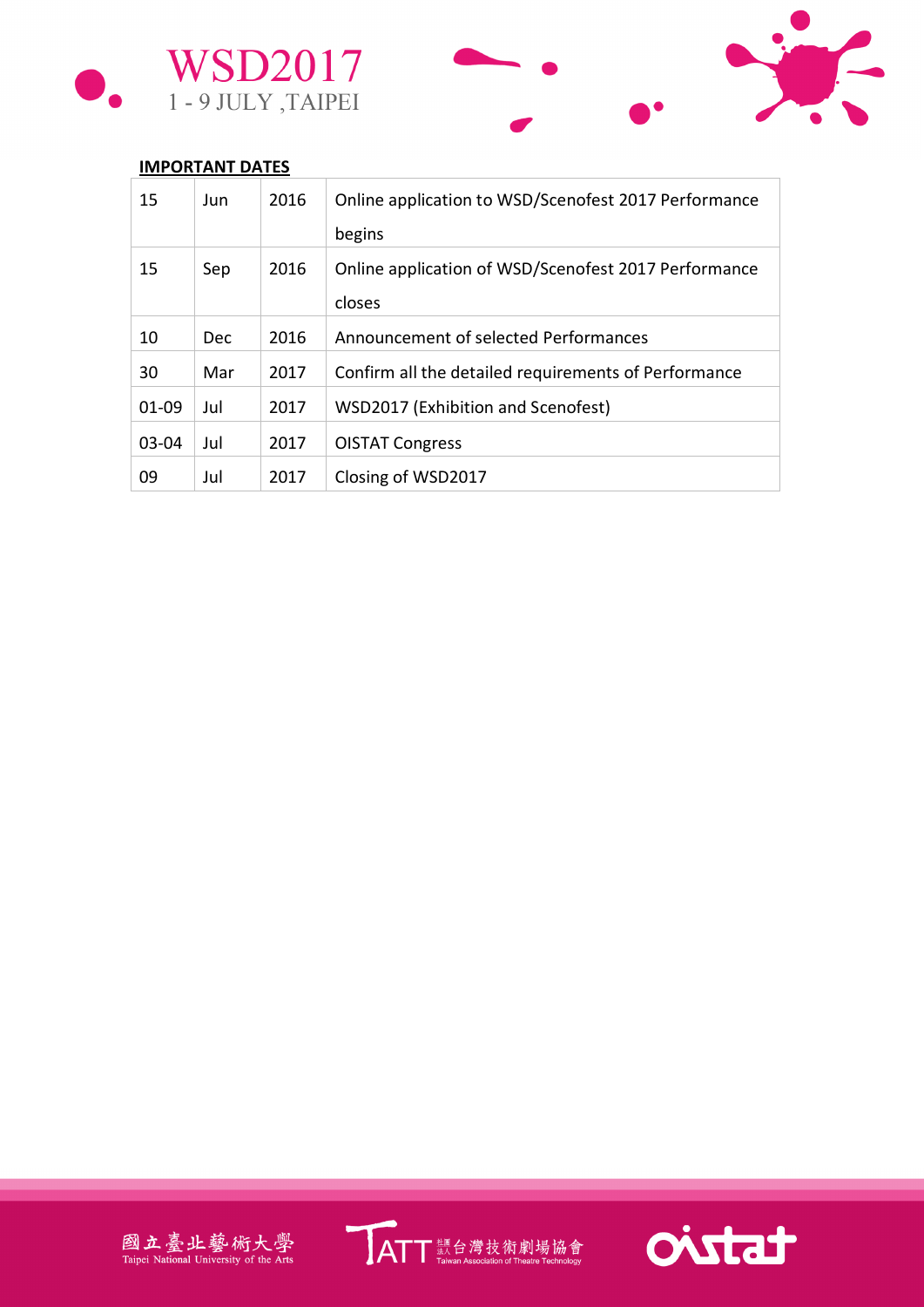**IMPORTANT DATES**

| | | | |
|---|---|---|---|
| 15 | Jun | 2016 | Online application to WSD/Scenofest 2017 Performance begins |
| 15 | Sep | 2016 | Online application of WSD/Scenofest 2017 Performance closes |
| 10 | Dec | 2016 | Announcement of selected Performances |
| 30 | Mar | 2017 | Confirm all the detailed requirements of Performance |
| 01-09 | Jul | 2017 | WSD2017 (Exhibition and Scenofest) |
| 03-04 | Jul | 2017 | OISTAT Congress |
| 09 | Jul | 2017 | Closing of WSD2017 |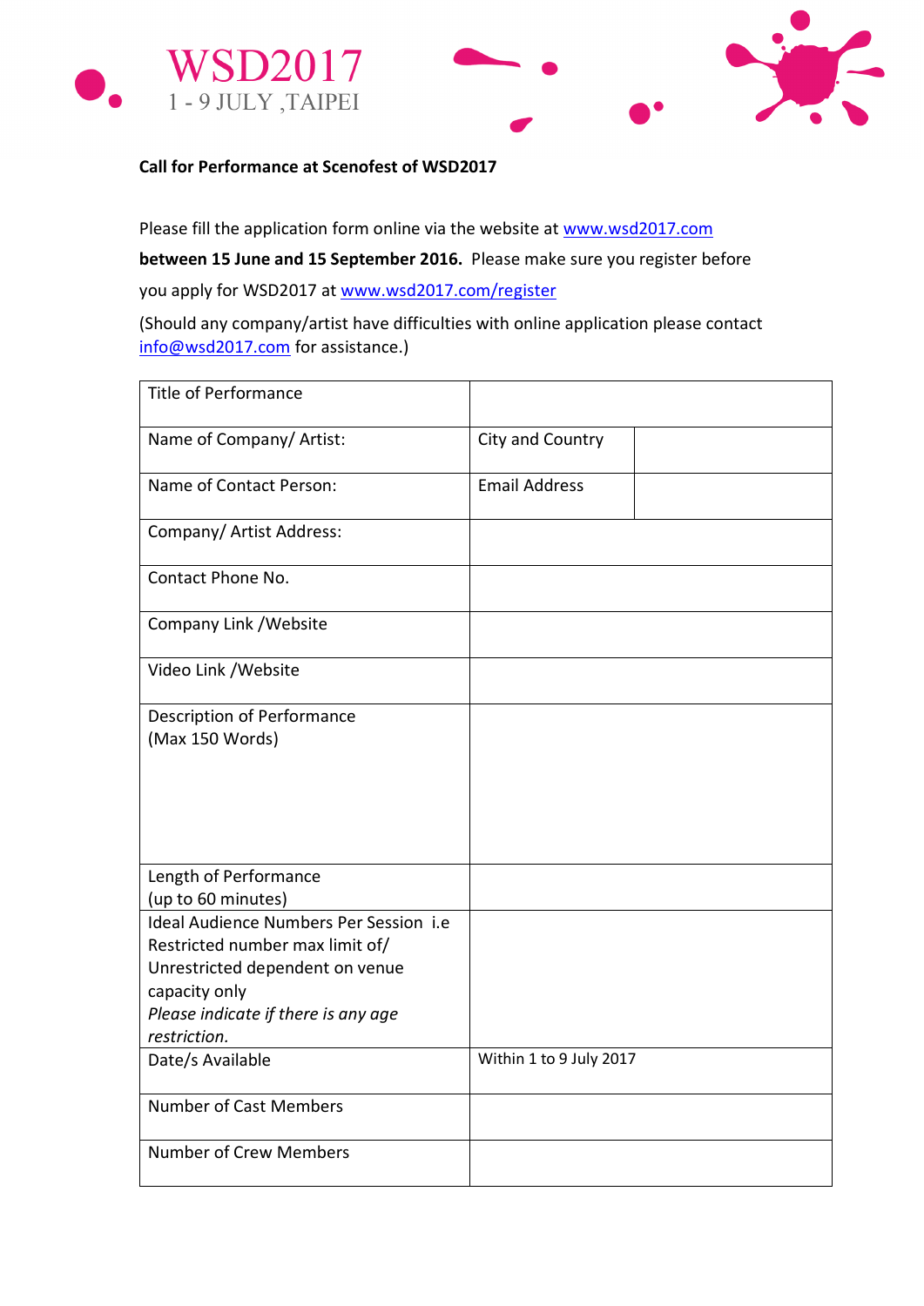WSD2017
1 - 9 JULY ,TAIPEI

**Call for Performance at Scenofest of WSD2017**

Please fill the application form online via the website at www.wsd2017.com **between 15 June and 15 September 2016.** Please make sure you register before you apply for WSD2017 at www.wsd2017.com/register

(Should any company/artist have difficulties with online application please contact info@wsd2017.com for assistance.)

| Title of Performance | | |
|---|---|---|
| Name of Company/ Artist: | City and Country | |
| Name of Contact Person: | Email Address | |
| Company/ Artist Address: | | |
| Contact Phone No. | | |
| Company Link /Website | | |
| Video Link /Website | | |
| Description of Performance (Max 150 Words) | | |
| Length of Performance (up to 60 minutes) | | |
| Ideal Audience Numbers Per Session i.e Restricted number max limit of/ Unrestricted dependent on venue capacity only *Please indicate if there is any age restriction.* | | |
| Date/s Available | Within 1 to 9 July 2017 | |
| Number of Cast Members | | |
| Number of Crew Members | | |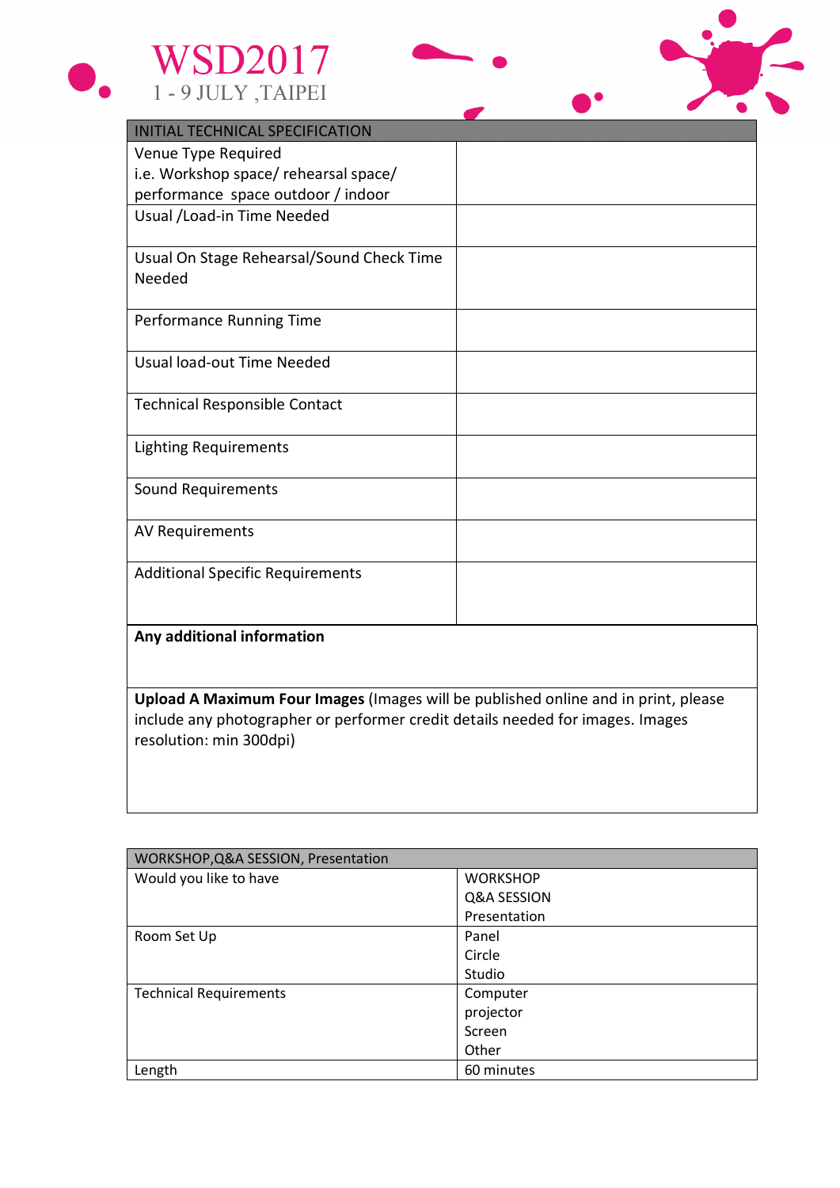# WSD2017

1 - 9 JULY ,TAIPEI

| INITIAL TECHNICAL SPECIFICATION | |
|---|---|
| Venue Type Required<br>i.e. Workshop space/ rehearsal space/ performance space outdoor / indoor | |
| Usual /Load-in Time Needed | |
| Usual On Stage Rehearsal/Sound Check Time Needed | |
| Performance Running Time | |
| Usual load-out Time Needed | |
| Technical Responsible Contact | |
| Lighting Requirements | |
| Sound Requirements | |
| AV Requirements | |
| Additional Specific Requirements | |

**Any additional information**

**Upload A Maximum Four Images** (Images will be published online and in print, please include any photographer or performer credit details needed for images. Images resolution: min 300dpi)

| WORKSHOP,Q&A SESSION, Presentation | |
|---|---|
| Would you like to have | WORKSHOP<br>Q&A SESSION<br>Presentation |
| Room Set Up | Panel<br>Circle<br>Studio |
| Technical Requirements | Computer<br>projector<br>Screen<br>Other |
| Length | 60 minutes |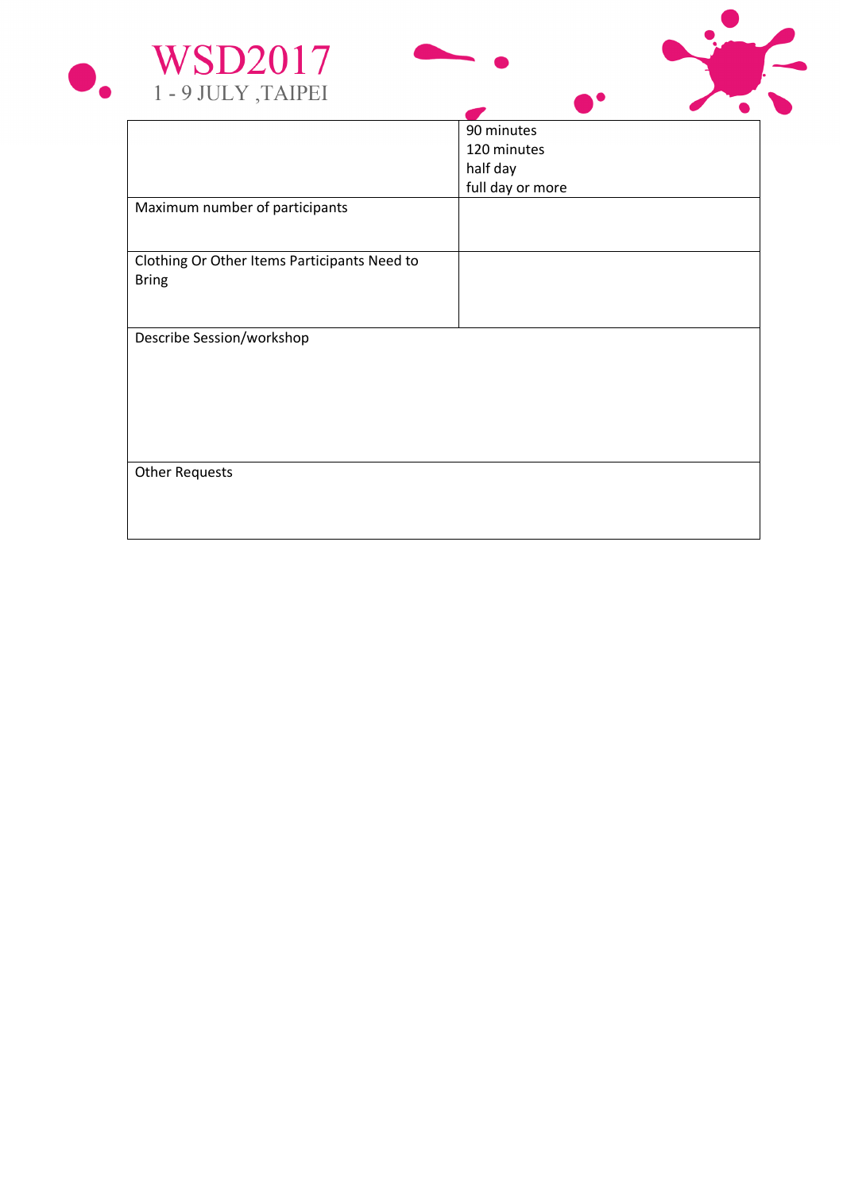| | |
|---|---|
| | 90 minutes<br>120 minutes<br>half day<br>full day or more |
| Maximum number of participants | |
| Clothing Or Other Items Participants Need to Bring | |
| Describe Session/workshop | |
| Other Requests | |